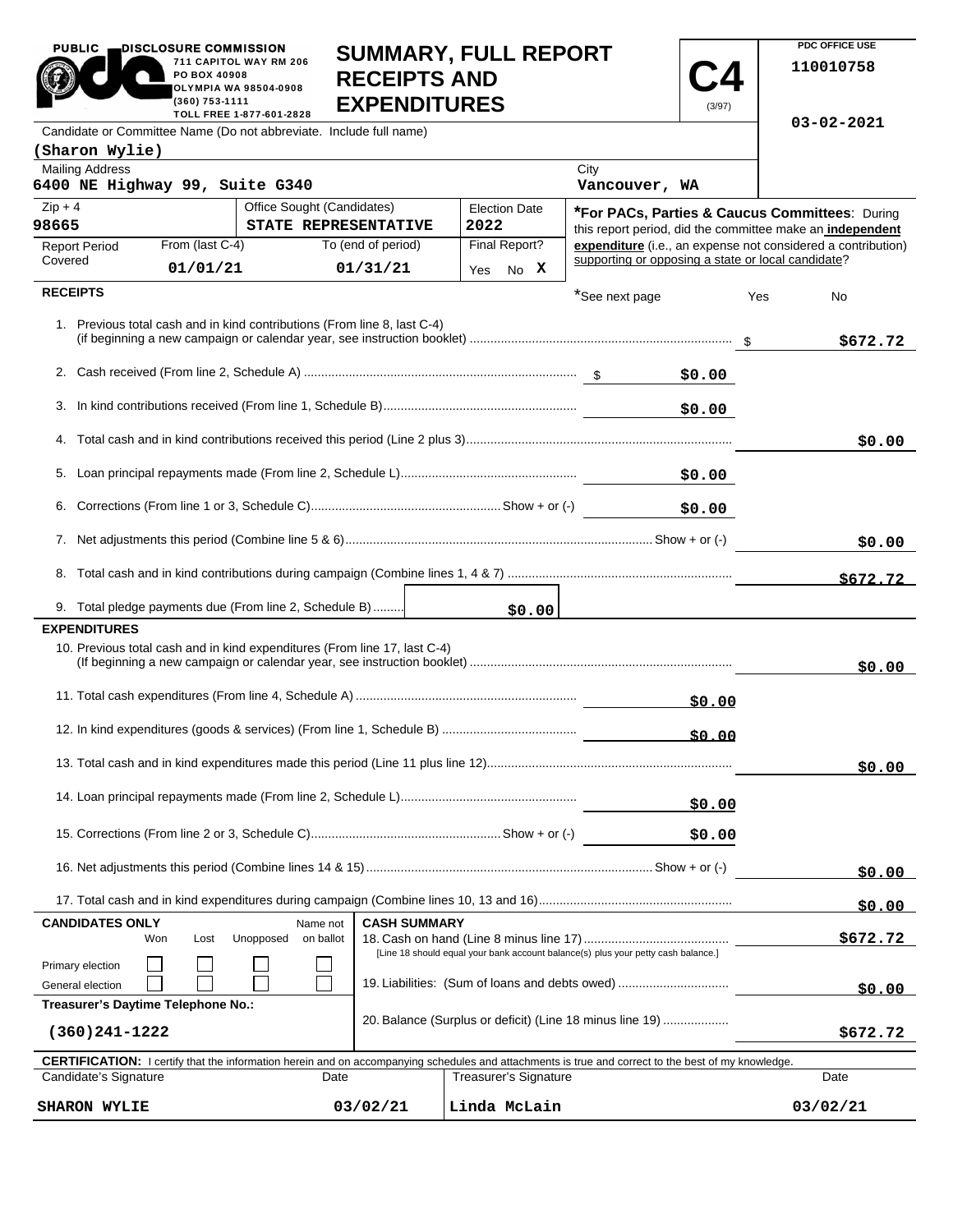PUBLIC DISCLOSURE COMMISSION
711 CAPITOL WAY RM 206
PO BOX 40908
OLYMPIA WA 98504-0908
(360) 753-1111
TOLL FREE 1-877-601-2828

# SUMMARY, FULL REPORT RECEIPTS AND EXPENDITURES

**C4** (3/97)

PDC OFFICE USE
110010758
03-02-2021

Candidate or Committee Name (Do not abbreviate. Include full name)
**(Sharon Wylie)**

| Mailing Address | City |
|---|---|
| 6400 NE Highway 99, Suite G340 | Vancouver, WA |

| Zip + 4 | Office Sought (Candidates) | Election Date |
|---|---|---|
| 98665 | STATE REPRESENTATIVE | 2022 |

| Report Period Covered | From (last C-4) | To (end of period) | Final Report? |
|---|---|---|---|
| | 01/01/21 | 01/31/21 | Yes No X |

**\*For PACs, Parties & Caucus Committees**: During this report period, did the committee make an **independent expenditure** (i.e., an expense not considered a contribution) supporting or opposing a state or local candidate?

\*See next page Yes No

## RECEIPTS

| Line | Description | Amount | Total |
|---|---|---|---|
| 1. | Previous total cash and in kind contributions (From line 8, last C-4) (if beginning a new campaign or calendar year, see instruction booklet) | | $672.72 |
| 2. | Cash received (From line 2, Schedule A) | $0.00 | |
| 3. | In kind contributions received (From line 1, Schedule B) | $0.00 | |
| 4. | Total cash and in kind contributions received this period (Line 2 plus 3) | | $0.00 |
| 5. | Loan principal repayments made (From line 2, Schedule L) | $0.00 | |
| 6. | Corrections (From line 1 or 3, Schedule C) Show + or (-) | $0.00 | |
| 7. | Net adjustments this period (Combine line 5 & 6) Show + or (-) | | $0.00 |
| 8. | Total cash and in kind contributions during campaign (Combine lines 1, 4 & 7) | | $672.72 |
| 9. | Total pledge payments due (From line 2, Schedule B) | $0.00 | |

## EXPENDITURES

| Line | Description | Amount | Total |
|---|---|---|---|
| 10. | Previous total cash and in kind expenditures (From line 17, last C-4) (If beginning a new campaign or calendar year, see instruction booklet) | | $0.00 |
| 11. | Total cash expenditures (From line 4, Schedule A) | $0.00 | |
| 12. | In kind expenditures (goods & services) (From line 1, Schedule B) | $0.00 | |
| 13. | Total cash and in kind expenditures made this period (Line 11 plus line 12) | | $0.00 |
| 14. | Loan principal repayments made (From line 2, Schedule L) | $0.00 | |
| 15. | Corrections (From line 2 or 3, Schedule C) Show + or (-) | $0.00 | |
| 16. | Net adjustments this period (Combine lines 14 & 15) Show + or (-) | | $0.00 |
| 17. | Total cash and in kind expenditures during campaign (Combine lines 10, 13 and 16) | | $0.00 |

**CANDIDATES ONLY**

| | Won | Lost | Unopposed | Name not on ballot |
|---|---|---|---|---|
| Primary election | ☐ | ☐ | ☐ | ☐ |
| General election | ☐ | ☐ | ☐ | ☐ |

**Treasurer's Daytime Telephone No.:** (360)241-1222

**CASH SUMMARY**

| Line | Description | Total |
|---|---|---|
| 18. | Cash on hand (Line 8 minus line 17) [Line 18 should equal your bank account balance(s) plus your petty cash balance.] | $672.72 |
| 19. | Liabilities: (Sum of loans and debts owed) | $0.00 |
| 20. | Balance (Surplus or deficit) (Line 18 minus line 19) | $672.72 |

**CERTIFICATION:** I certify that the information herein and on accompanying schedules and attachments is true and correct to the best of my knowledge.

| Candidate's Signature | Date | Treasurer's Signature | Date |
|---|---|---|---|
| SHARON WYLIE | 03/02/21 | Linda McLain | 03/02/21 |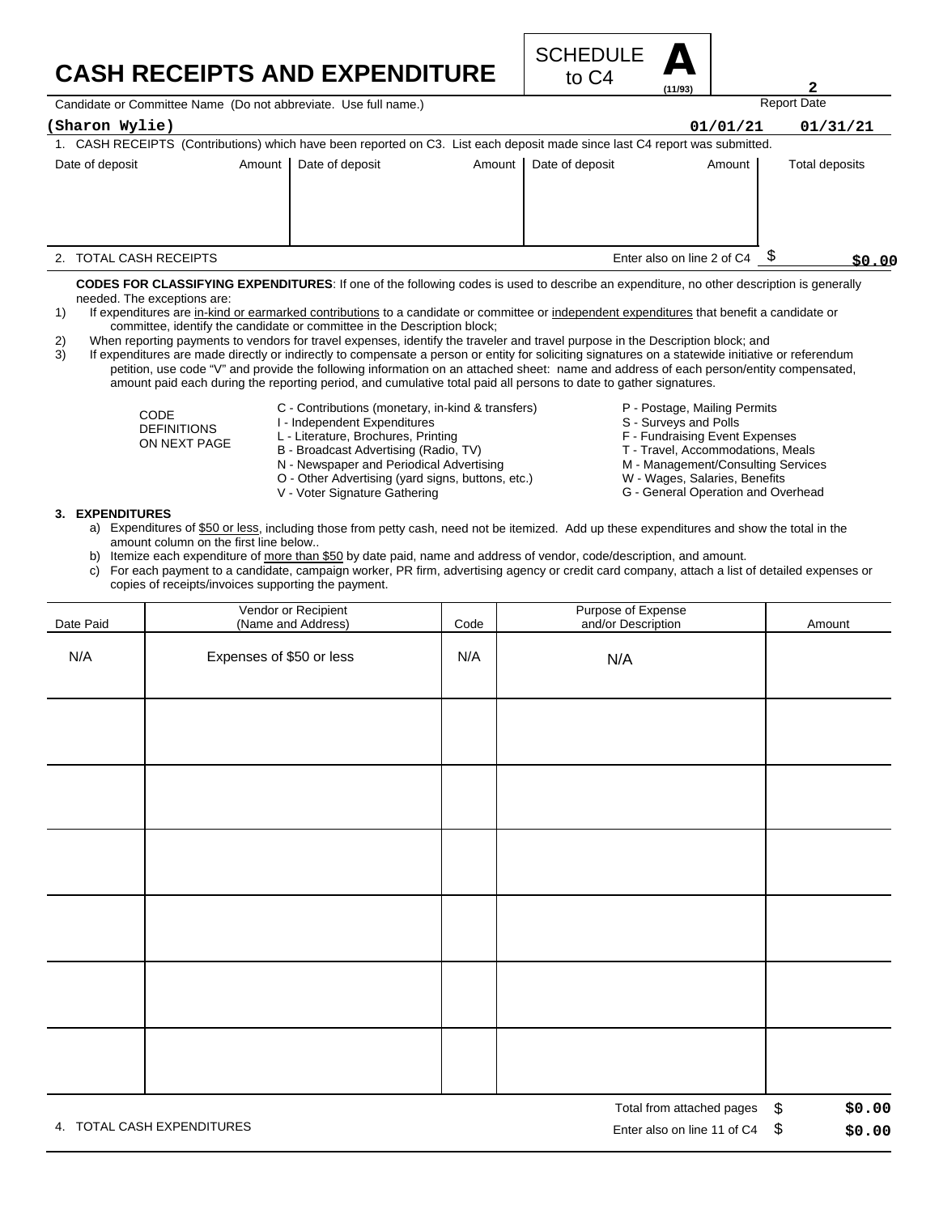# CASH RECEIPTS AND EXPENDITURE

SCHEDULE **A** to C4 (11/93)

2

Candidate or Committee Name (Do not abbreviate. Use full name.) | Report Date

**(Sharon Wylie)** 01/01/21 01/31/21

1. CASH RECEIPTS (Contributions) which have been reported on C3. List each deposit made since last C4 report was submitted.

| Date of deposit | Amount | Date of deposit | Amount | Date of deposit | Amount | Total deposits |
|---|---|---|---|---|---|---|
| | | | | | | |

2. TOTAL CASH RECEIPTS — Enter also on line 2 of C4 $ **$0.00**

**CODES FOR CLASSIFYING EXPENDITURES**: If one of the following codes is used to describe an expenditure, no other description is generally needed. The exceptions are:

1) If expenditures are in-kind or earmarked contributions to a candidate or committee or independent expenditures that benefit a candidate or committee, identify the candidate or committee in the Description block;
2) When reporting payments to vendors for travel expenses, identify the traveler and travel purpose in the Description block; and
3) If expenditures are made directly or indirectly to compensate a person or entity for soliciting signatures on a statewide initiative or referendum petition, use code "V" and provide the following information on an attached sheet: name and address of each person/entity compensated, amount paid each during the reporting period, and cumulative total paid all persons to date to gather signatures.

CODE DEFINITIONS ON NEXT PAGE

- C - Contributions (monetary, in-kind & transfers)
- I - Independent Expenditures
- L - Literature, Brochures, Printing
- B - Broadcast Advertising (Radio, TV)
- N - Newspaper and Periodical Advertising
- O - Other Advertising (yard signs, buttons, etc.)
- V - Voter Signature Gathering
- P - Postage, Mailing Permits
- S - Surveys and Polls
- F - Fundraising Event Expenses
- T - Travel, Accommodations, Meals
- M - Management/Consulting Services
- W - Wages, Salaries, Benefits
- G - General Operation and Overhead

**3. EXPENDITURES**

a) Expenditures of $50 or less, including those from petty cash, need not be itemized. Add up these expenditures and show the total in the amount column on the first line below..

b) Itemize each expenditure of more than $50 by date paid, name and address of vendor, code/description, and amount.

c) For each payment to a candidate, campaign worker, PR firm, advertising agency or credit card company, attach a list of detailed expenses or copies of receipts/invoices supporting the payment.

| Date Paid | Vendor or Recipient (Name and Address) | Code | Purpose of Expense and/or Description | Amount |
|---|---|---|---|---|
| N/A | Expenses of $50 or less | N/A | N/A | |
| | | | | |
| | | | | |
| | | | | |
| | | | | |
| | | | | |
| | | | | |

Total from attached pages $ **$0.00**

4. TOTAL CASH EXPENDITURES — Enter also on line 11 of C4 $ **$0.00**